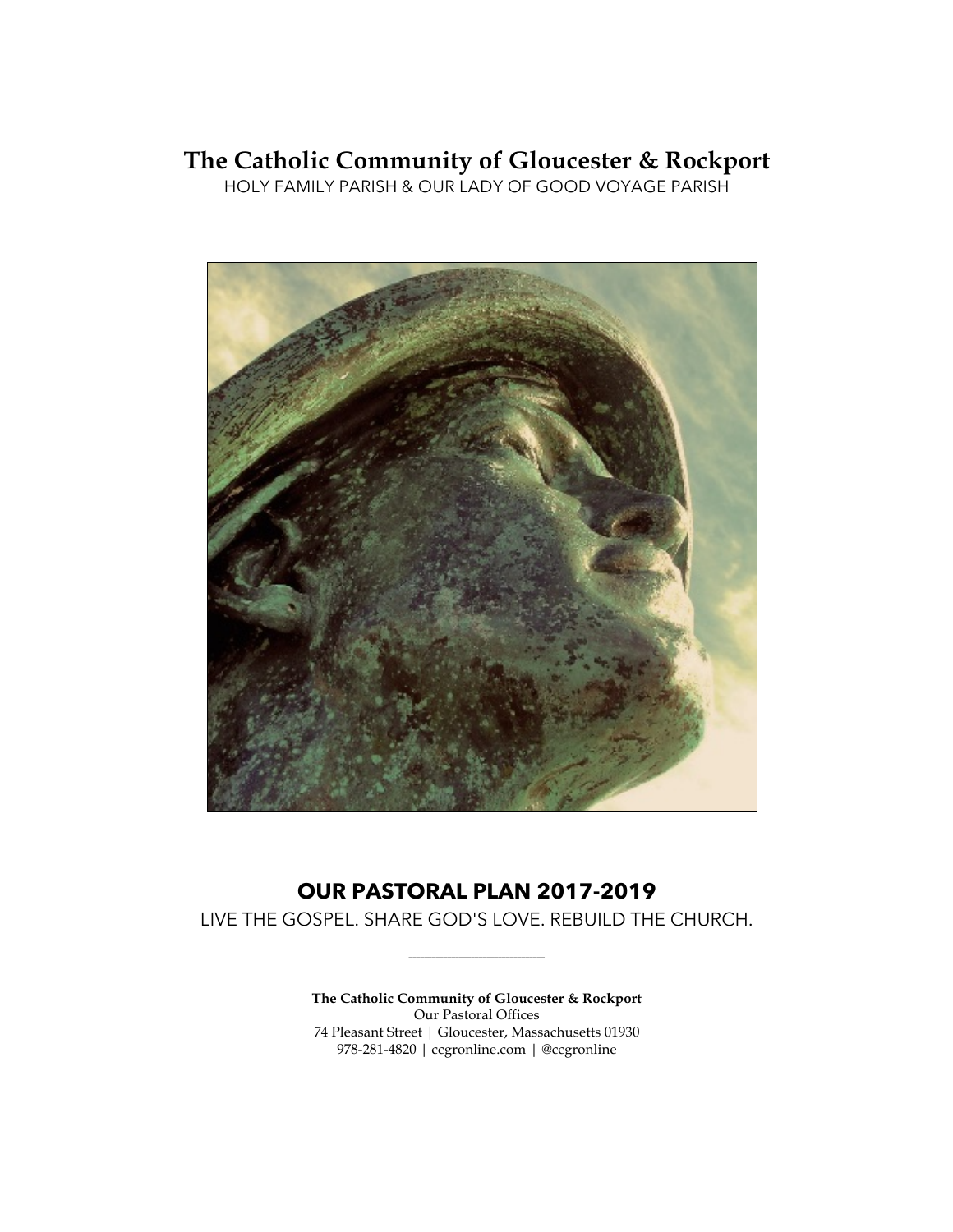# The Catholic Community of Gloucester & Rockport

HOLY FAMILY PARISH & OUR LADY OF GOOD VOYAGE PARISH

## OUR PASTORAL PLAN 2017-2019

LIVE THE GOSPEL. SHARE GOD'S LOVE. REBUILD THE CHURCH.

---

**The Catholic Community of Gloucester & Rockport**
Our Pastoral Offices
74 Pleasant Street | Gloucester, Massachusetts 01930
978-281-4820 | ccgronline.com | @ccgronline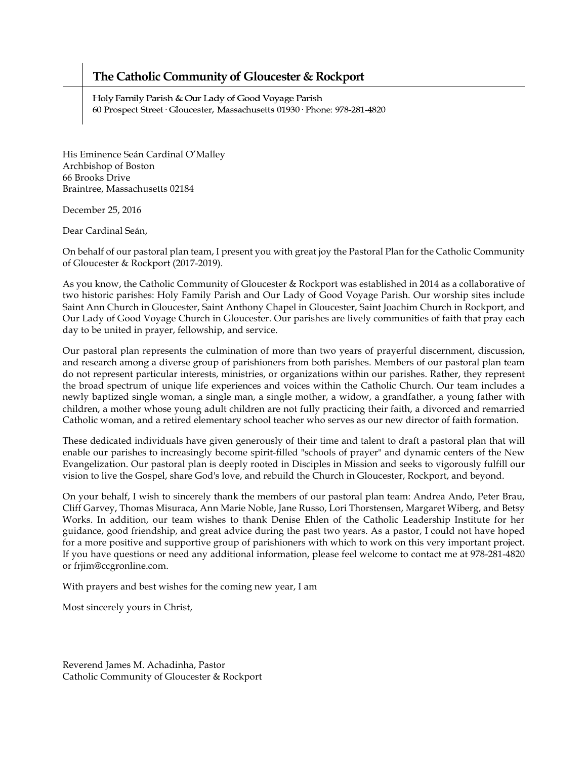# The Catholic Community of Gloucester & Rockport

Holy Family Parish & Our Lady of Good Voyage Parish
60 Prospect Street · Gloucester, Massachusetts 01930 · Phone: 978-281-4820

His Eminence Seán Cardinal O'Malley
Archbishop of Boston
66 Brooks Drive
Braintree, Massachusetts 02184

December 25, 2016

Dear Cardinal Seán,

On behalf of our pastoral plan team, I present you with great joy the Pastoral Plan for the Catholic Community of Gloucester & Rockport (2017-2019).

As you know, the Catholic Community of Gloucester & Rockport was established in 2014 as a collaborative of two historic parishes: Holy Family Parish and Our Lady of Good Voyage Parish. Our worship sites include Saint Ann Church in Gloucester, Saint Anthony Chapel in Gloucester, Saint Joachim Church in Rockport, and Our Lady of Good Voyage Church in Gloucester. Our parishes are lively communities of faith that pray each day to be united in prayer, fellowship, and service.

Our pastoral plan represents the culmination of more than two years of prayerful discernment, discussion, and research among a diverse group of parishioners from both parishes. Members of our pastoral plan team do not represent particular interests, ministries, or organizations within our parishes. Rather, they represent the broad spectrum of unique life experiences and voices within the Catholic Church. Our team includes a newly baptized single woman, a single man, a single mother, a widow, a grandfather, a young father with children, a mother whose young adult children are not fully practicing their faith, a divorced and remarried Catholic woman, and a retired elementary school teacher who serves as our new director of faith formation.

These dedicated individuals have given generously of their time and talent to draft a pastoral plan that will enable our parishes to increasingly become spirit-filled "schools of prayer" and dynamic centers of the New Evangelization. Our pastoral plan is deeply rooted in Disciples in Mission and seeks to vigorously fulfill our vision to live the Gospel, share God's love, and rebuild the Church in Gloucester, Rockport, and beyond.

On your behalf, I wish to sincerely thank the members of our pastoral plan team: Andrea Ando, Peter Brau, Cliff Garvey, Thomas Misuraca, Ann Marie Noble, Jane Russo, Lori Thorstensen, Margaret Wiberg, and Betsy Works. In addition, our team wishes to thank Denise Ehlen of the Catholic Leadership Institute for her guidance, good friendship, and great advice during the past two years. As a pastor, I could not have hoped for a more positive and supportive group of parishioners with which to work on this very important project. If you have questions or need any additional information, please feel welcome to contact me at 978-281-4820 or frjim@ccgronline.com.

With prayers and best wishes for the coming new year, I am

Most sincerely yours in Christ,

Reverend James M. Achadinha, Pastor
Catholic Community of Gloucester & Rockport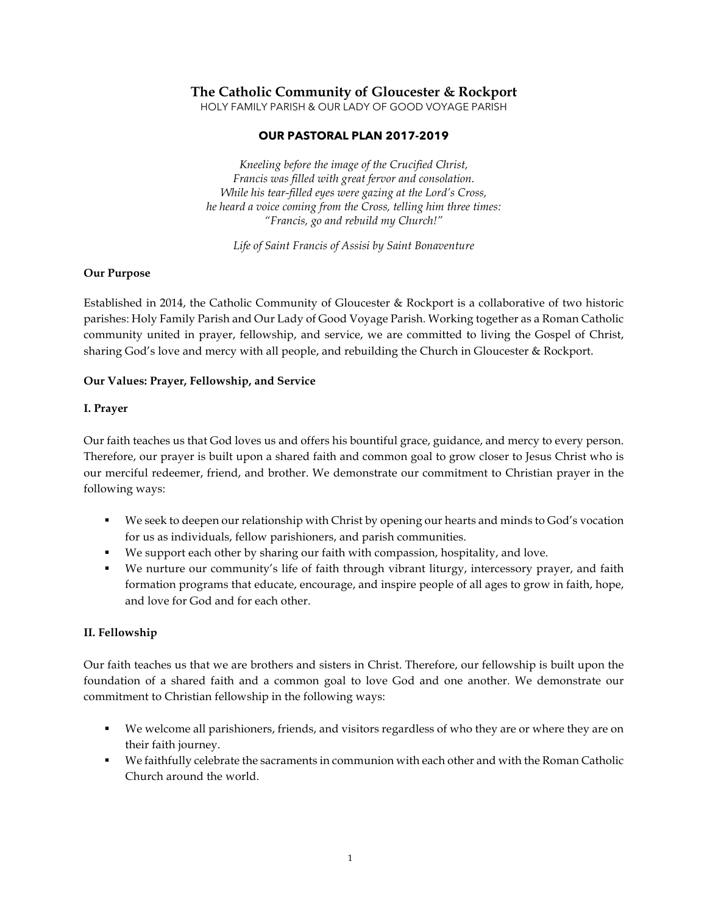# The Catholic Community of Gloucester & Rockport

HOLY FAMILY PARISH & OUR LADY OF GOOD VOYAGE PARISH

## OUR PASTORAL PLAN 2017-2019

*Kneeling before the image of the Crucified Christ,*
*Francis was filled with great fervor and consolation.*
*While his tear-filled eyes were gazing at the Lord's Cross,*
*he heard a voice coming from the Cross, telling him three times:*
*"Francis, go and rebuild my Church!"*

*Life of Saint Francis of Assisi by Saint Bonaventure*

**Our Purpose**

Established in 2014, the Catholic Community of Gloucester & Rockport is a collaborative of two historic parishes: Holy Family Parish and Our Lady of Good Voyage Parish. Working together as a Roman Catholic community united in prayer, fellowship, and service, we are committed to living the Gospel of Christ, sharing God's love and mercy with all people, and rebuilding the Church in Gloucester & Rockport.

**Our Values: Prayer, Fellowship, and Service**

**I. Prayer**

Our faith teaches us that God loves us and offers his bountiful grace, guidance, and mercy to every person. Therefore, our prayer is built upon a shared faith and common goal to grow closer to Jesus Christ who is our merciful redeemer, friend, and brother. We demonstrate our commitment to Christian prayer in the following ways:

- We seek to deepen our relationship with Christ by opening our hearts and minds to God's vocation for us as individuals, fellow parishioners, and parish communities.
- We support each other by sharing our faith with compassion, hospitality, and love.
- We nurture our community's life of faith through vibrant liturgy, intercessory prayer, and faith formation programs that educate, encourage, and inspire people of all ages to grow in faith, hope, and love for God and for each other.

**II. Fellowship**

Our faith teaches us that we are brothers and sisters in Christ. Therefore, our fellowship is built upon the foundation of a shared faith and a common goal to love God and one another. We demonstrate our commitment to Christian fellowship in the following ways:

- We welcome all parishioners, friends, and visitors regardless of who they are or where they are on their faith journey.
- We faithfully celebrate the sacraments in communion with each other and with the Roman Catholic Church around the world.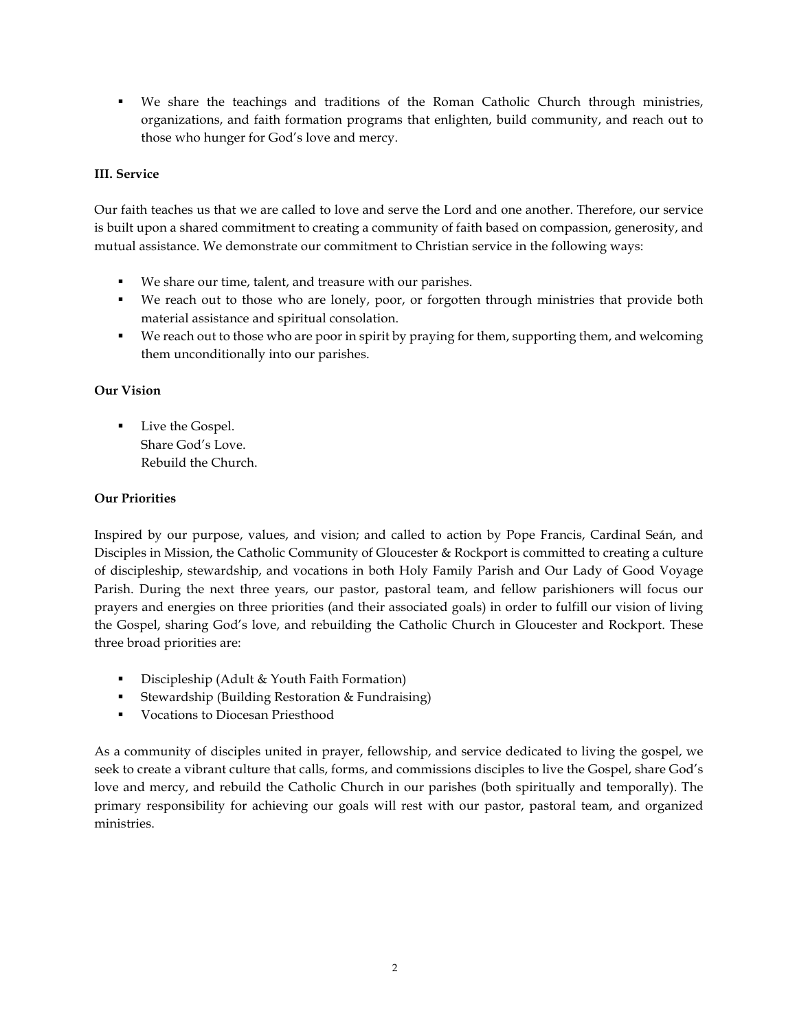- We share the teachings and traditions of the Roman Catholic Church through ministries, organizations, and faith formation programs that enlighten, build community, and reach out to those who hunger for God's love and mercy.

**III. Service**

Our faith teaches us that we are called to love and serve the Lord and one another. Therefore, our service is built upon a shared commitment to creating a community of faith based on compassion, generosity, and mutual assistance. We demonstrate our commitment to Christian service in the following ways:

- We share our time, talent, and treasure with our parishes.
- We reach out to those who are lonely, poor, or forgotten through ministries that provide both material assistance and spiritual consolation.
- We reach out to those who are poor in spirit by praying for them, supporting them, and welcoming them unconditionally into our parishes.

**Our Vision**

- Live the Gospel.
  Share God's Love.
  Rebuild the Church.

**Our Priorities**

Inspired by our purpose, values, and vision; and called to action by Pope Francis, Cardinal Seán, and Disciples in Mission, the Catholic Community of Gloucester & Rockport is committed to creating a culture of discipleship, stewardship, and vocations in both Holy Family Parish and Our Lady of Good Voyage Parish. During the next three years, our pastor, pastoral team, and fellow parishioners will focus our prayers and energies on three priorities (and their associated goals) in order to fulfill our vision of living the Gospel, sharing God's love, and rebuilding the Catholic Church in Gloucester and Rockport. These three broad priorities are:

- Discipleship (Adult & Youth Faith Formation)
- Stewardship (Building Restoration & Fundraising)
- Vocations to Diocesan Priesthood

As a community of disciples united in prayer, fellowship, and service dedicated to living the gospel, we seek to create a vibrant culture that calls, forms, and commissions disciples to live the Gospel, share God's love and mercy, and rebuild the Catholic Church in our parishes (both spiritually and temporally). The primary responsibility for achieving our goals will rest with our pastor, pastoral team, and organized ministries.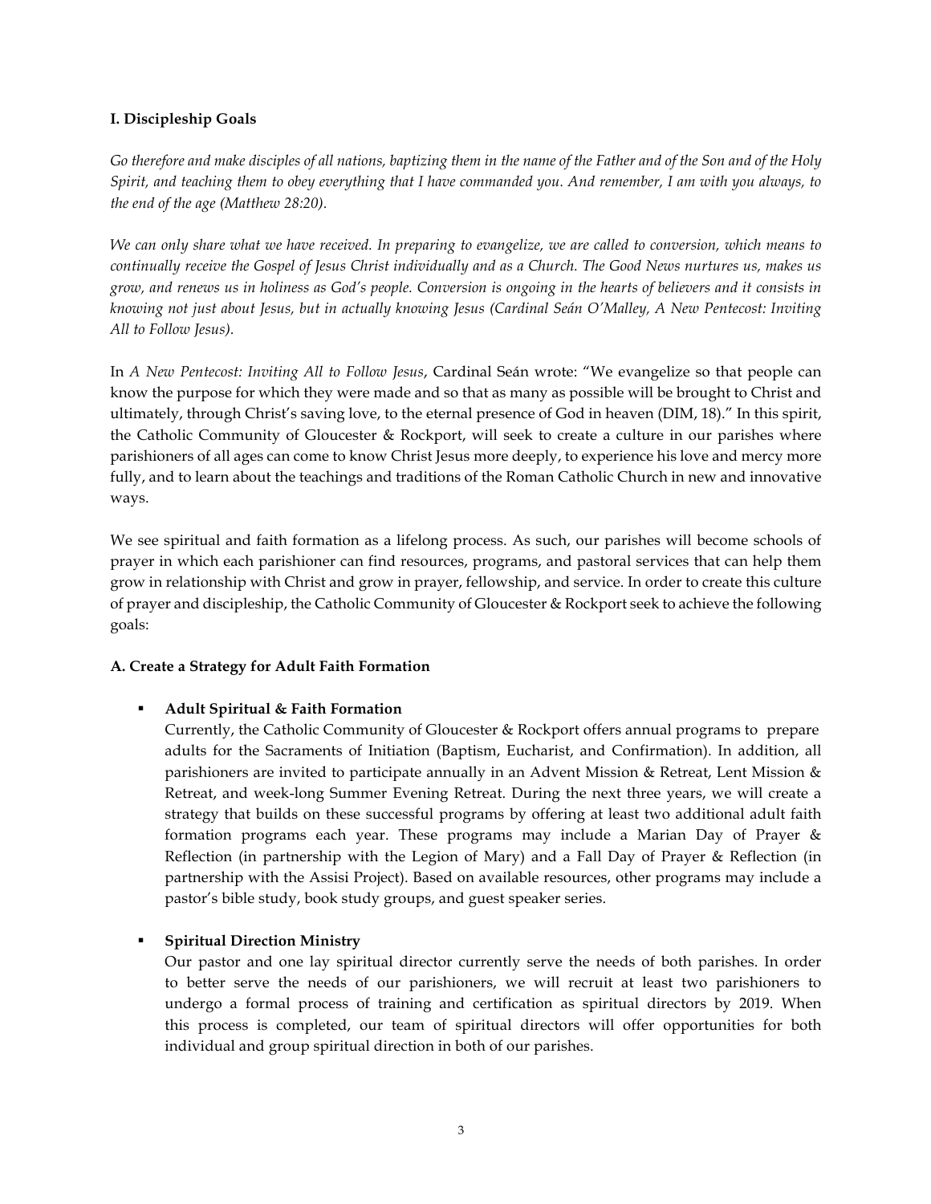### I. Discipleship Goals

*Go therefore and make disciples of all nations, baptizing them in the name of the Father and of the Son and of the Holy Spirit, and teaching them to obey everything that I have commanded you. And remember, I am with you always, to the end of the age (Matthew 28:20).*

*We can only share what we have received. In preparing to evangelize, we are called to conversion, which means to continually receive the Gospel of Jesus Christ individually and as a Church. The Good News nurtures us, makes us grow, and renews us in holiness as God's people. Conversion is ongoing in the hearts of believers and it consists in knowing not just about Jesus, but in actually knowing Jesus (Cardinal Seán O'Malley, A New Pentecost: Inviting All to Follow Jesus).*

In *A New Pentecost: Inviting All to Follow Jesus*, Cardinal Seán wrote: "We evangelize so that people can know the purpose for which they were made and so that as many as possible will be brought to Christ and ultimately, through Christ's saving love, to the eternal presence of God in heaven (DIM, 18)." In this spirit, the Catholic Community of Gloucester & Rockport, will seek to create a culture in our parishes where parishioners of all ages can come to know Christ Jesus more deeply, to experience his love and mercy more fully, and to learn about the teachings and traditions of the Roman Catholic Church in new and innovative ways.

We see spiritual and faith formation as a lifelong process. As such, our parishes will become schools of prayer in which each parishioner can find resources, programs, and pastoral services that can help them grow in relationship with Christ and grow in prayer, fellowship, and service. In order to create this culture of prayer and discipleship, the Catholic Community of Gloucester & Rockport seek to achieve the following goals:

#### A. Create a Strategy for Adult Faith Formation

- **Adult Spiritual & Faith Formation**
  Currently, the Catholic Community of Gloucester & Rockport offers annual programs to prepare adults for the Sacraments of Initiation (Baptism, Eucharist, and Confirmation). In addition, all parishioners are invited to participate annually in an Advent Mission & Retreat, Lent Mission & Retreat, and week-long Summer Evening Retreat. During the next three years, we will create a strategy that builds on these successful programs by offering at least two additional adult faith formation programs each year. These programs may include a Marian Day of Prayer & Reflection (in partnership with the Legion of Mary) and a Fall Day of Prayer & Reflection (in partnership with the Assisi Project). Based on available resources, other programs may include a pastor's bible study, book study groups, and guest speaker series.

- **Spiritual Direction Ministry**
  Our pastor and one lay spiritual director currently serve the needs of both parishes. In order to better serve the needs of our parishioners, we will recruit at least two parishioners to undergo a formal process of training and certification as spiritual directors by 2019. When this process is completed, our team of spiritual directors will offer opportunities for both individual and group spiritual direction in both of our parishes.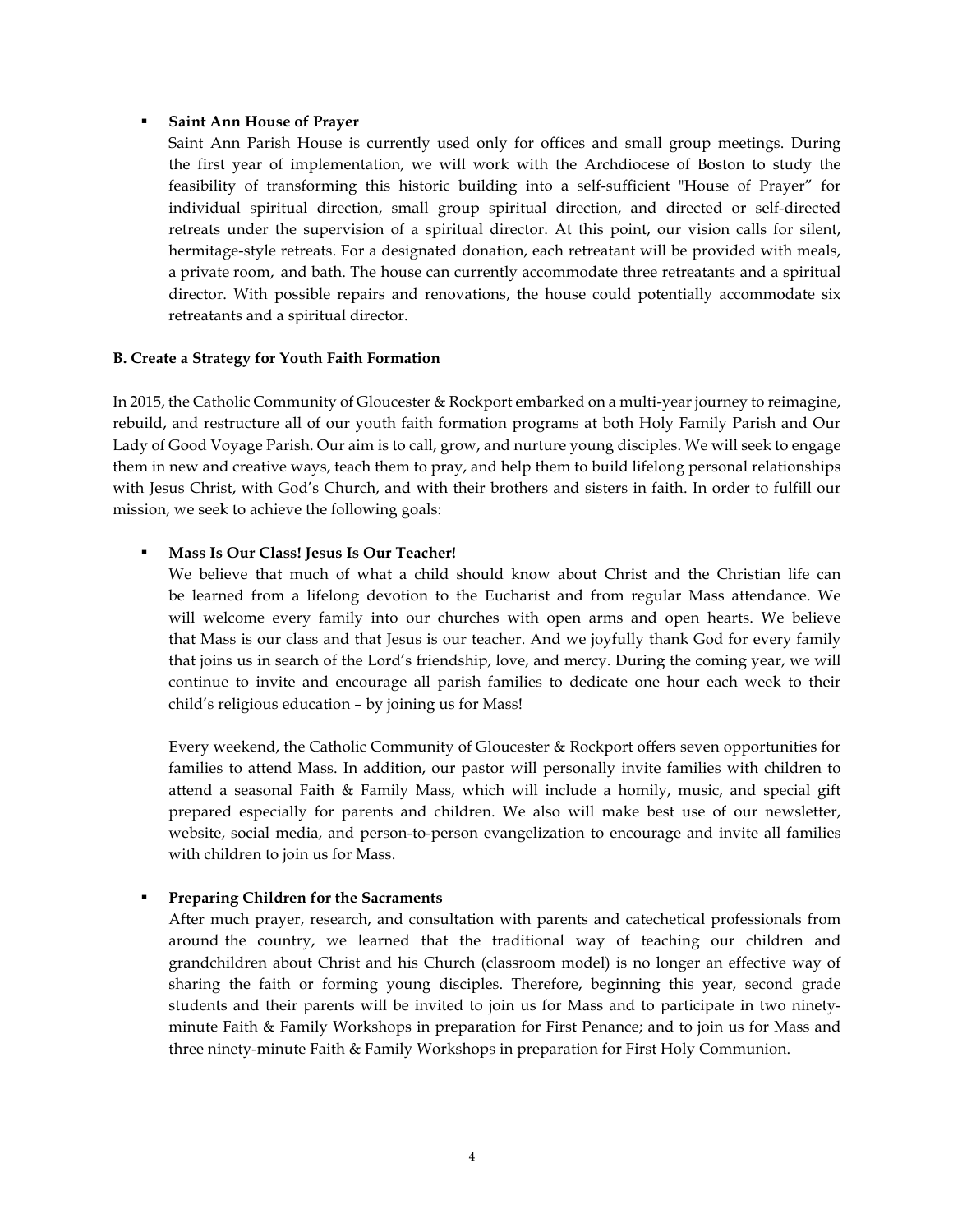- **Saint Ann House of Prayer**

  Saint Ann Parish House is currently used only for offices and small group meetings. During the first year of implementation, we will work with the Archdiocese of Boston to study the feasibility of transforming this historic building into a self-sufficient "House of Prayer" for individual spiritual direction, small group spiritual direction, and directed or self-directed retreats under the supervision of a spiritual director. At this point, our vision calls for silent, hermitage-style retreats. For a designated donation, each retreatant will be provided with meals, a private room, and bath. The house can currently accommodate three retreatants and a spiritual director. With possible repairs and renovations, the house could potentially accommodate six retreatants and a spiritual director.

**B. Create a Strategy for Youth Faith Formation**

In 2015, the Catholic Community of Gloucester & Rockport embarked on a multi-year journey to reimagine, rebuild, and restructure all of our youth faith formation programs at both Holy Family Parish and Our Lady of Good Voyage Parish. Our aim is to call, grow, and nurture young disciples. We will seek to engage them in new and creative ways, teach them to pray, and help them to build lifelong personal relationships with Jesus Christ, with God's Church, and with their brothers and sisters in faith. In order to fulfill our mission, we seek to achieve the following goals:

- **Mass Is Our Class! Jesus Is Our Teacher!**

  We believe that much of what a child should know about Christ and the Christian life can be learned from a lifelong devotion to the Eucharist and from regular Mass attendance. We will welcome every family into our churches with open arms and open hearts. We believe that Mass is our class and that Jesus is our teacher. And we joyfully thank God for every family that joins us in search of the Lord's friendship, love, and mercy. During the coming year, we will continue to invite and encourage all parish families to dedicate one hour each week to their child's religious education – by joining us for Mass!

  Every weekend, the Catholic Community of Gloucester & Rockport offers seven opportunities for families to attend Mass. In addition, our pastor will personally invite families with children to attend a seasonal Faith & Family Mass, which will include a homily, music, and special gift prepared especially for parents and children. We also will make best use of our newsletter, website, social media, and person-to-person evangelization to encourage and invite all families with children to join us for Mass.

- **Preparing Children for the Sacraments**

  After much prayer, research, and consultation with parents and catechetical professionals from around the country, we learned that the traditional way of teaching our children and grandchildren about Christ and his Church (classroom model) is no longer an effective way of sharing the faith or forming young disciples. Therefore, beginning this year, second grade students and their parents will be invited to join us for Mass and to participate in two ninety-minute Faith & Family Workshops in preparation for First Penance; and to join us for Mass and three ninety-minute Faith & Family Workshops in preparation for First Holy Communion.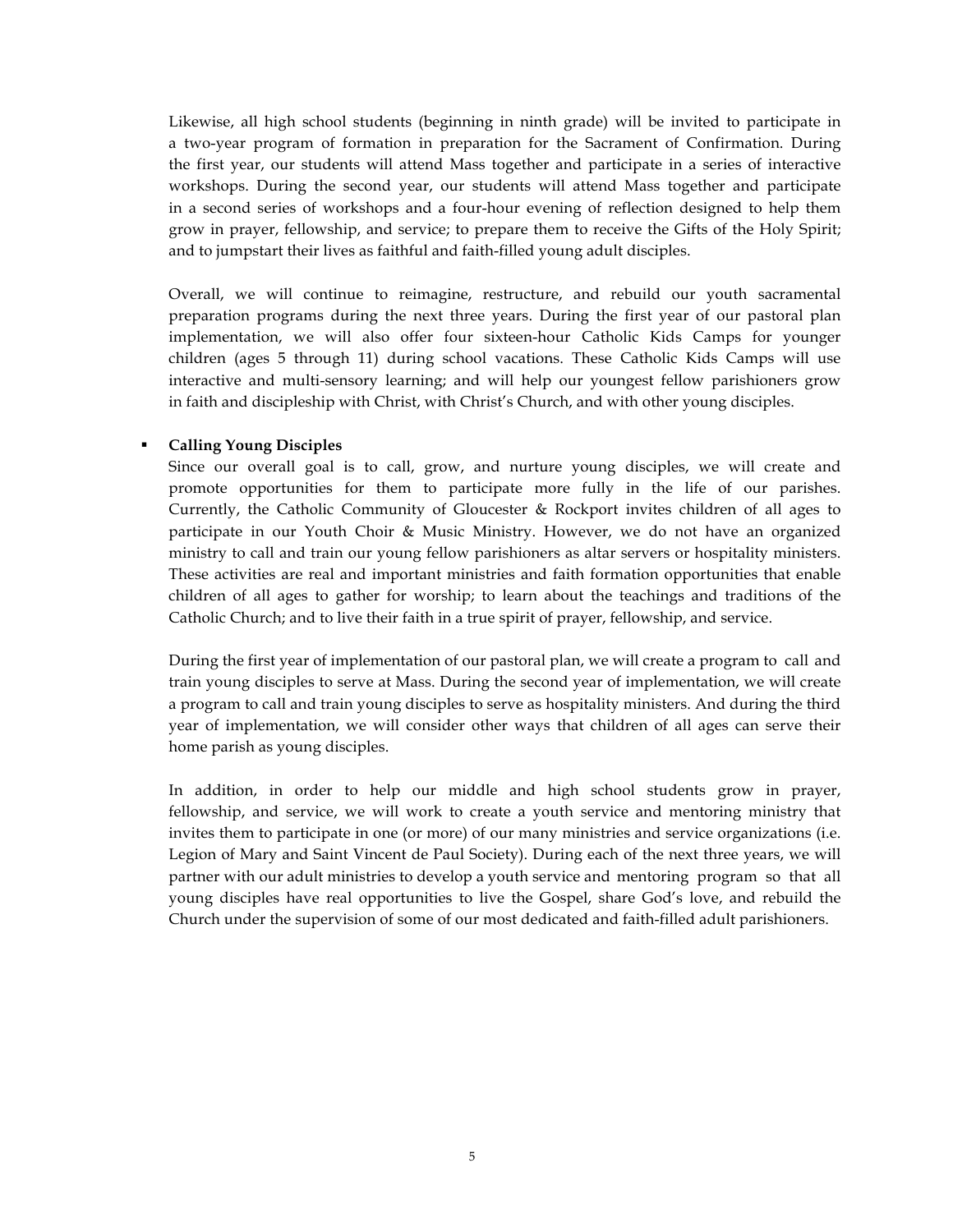Likewise, all high school students (beginning in ninth grade) will be invited to participate in a two-year program of formation in preparation for the Sacrament of Confirmation. During the first year, our students will attend Mass together and participate in a series of interactive workshops. During the second year, our students will attend Mass together and participate in a second series of workshops and a four-hour evening of reflection designed to help them grow in prayer, fellowship, and service; to prepare them to receive the Gifts of the Holy Spirit; and to jumpstart their lives as faithful and faith-filled young adult disciples.

Overall, we will continue to reimagine, restructure, and rebuild our youth sacramental preparation programs during the next three years. During the first year of our pastoral plan implementation, we will also offer four sixteen-hour Catholic Kids Camps for younger children (ages 5 through 11) during school vacations. These Catholic Kids Camps will use interactive and multi-sensory learning; and will help our youngest fellow parishioners grow in faith and discipleship with Christ, with Christ's Church, and with other young disciples.

- **Calling Young Disciples**

  Since our overall goal is to call, grow, and nurture young disciples, we will create and promote opportunities for them to participate more fully in the life of our parishes. Currently, the Catholic Community of Gloucester & Rockport invites children of all ages to participate in our Youth Choir & Music Ministry. However, we do not have an organized ministry to call and train our young fellow parishioners as altar servers or hospitality ministers. These activities are real and important ministries and faith formation opportunities that enable children of all ages to gather for worship; to learn about the teachings and traditions of the Catholic Church; and to live their faith in a true spirit of prayer, fellowship, and service.

  During the first year of implementation of our pastoral plan, we will create a program to call and train young disciples to serve at Mass. During the second year of implementation, we will create a program to call and train young disciples to serve as hospitality ministers. And during the third year of implementation, we will consider other ways that children of all ages can serve their home parish as young disciples.

  In addition, in order to help our middle and high school students grow in prayer, fellowship, and service, we will work to create a youth service and mentoring ministry that invites them to participate in one (or more) of our many ministries and service organizations (i.e. Legion of Mary and Saint Vincent de Paul Society). During each of the next three years, we will partner with our adult ministries to develop a youth service and mentoring program so that all young disciples have real opportunities to live the Gospel, share God's love, and rebuild the Church under the supervision of some of our most dedicated and faith-filled adult parishioners.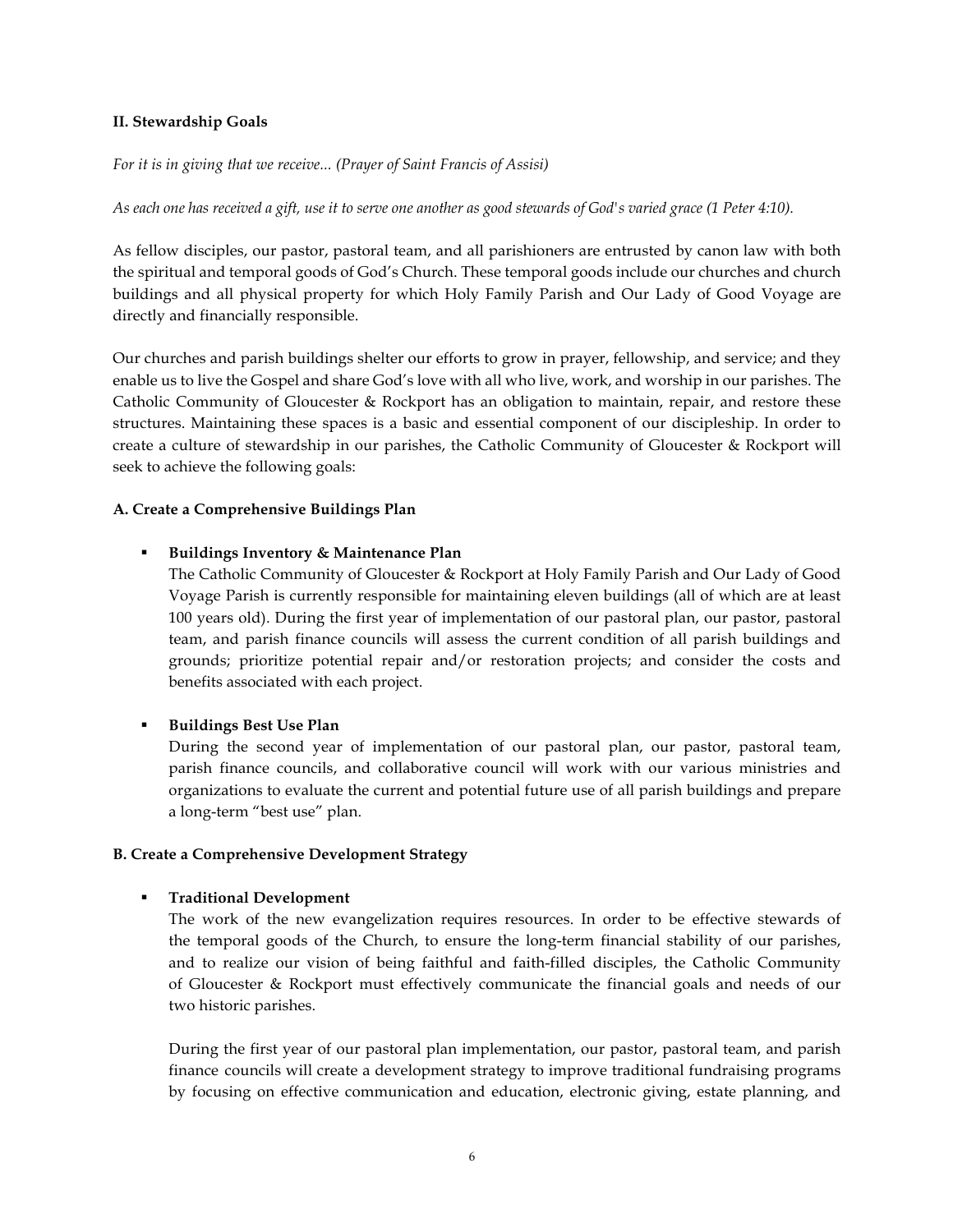### II. Stewardship Goals

*For it is in giving that we receive... (Prayer of Saint Francis of Assisi)*

*As each one has received a gift, use it to serve one another as good stewards of God's varied grace (1 Peter 4:10).*

As fellow disciples, our pastor, pastoral team, and all parishioners are entrusted by canon law with both the spiritual and temporal goods of God's Church. These temporal goods include our churches and church buildings and all physical property for which Holy Family Parish and Our Lady of Good Voyage are directly and financially responsible.

Our churches and parish buildings shelter our efforts to grow in prayer, fellowship, and service; and they enable us to live the Gospel and share God's love with all who live, work, and worship in our parishes. The Catholic Community of Gloucester & Rockport has an obligation to maintain, repair, and restore these structures. Maintaining these spaces is a basic and essential component of our discipleship. In order to create a culture of stewardship in our parishes, the Catholic Community of Gloucester & Rockport will seek to achieve the following goals:

#### A. Create a Comprehensive Buildings Plan

- **Buildings Inventory & Maintenance Plan**
  The Catholic Community of Gloucester & Rockport at Holy Family Parish and Our Lady of Good Voyage Parish is currently responsible for maintaining eleven buildings (all of which are at least 100 years old). During the first year of implementation of our pastoral plan, our pastor, pastoral team, and parish finance councils will assess the current condition of all parish buildings and grounds; prioritize potential repair and/or restoration projects; and consider the costs and benefits associated with each project.

- **Buildings Best Use Plan**
  During the second year of implementation of our pastoral plan, our pastor, pastoral team, parish finance councils, and collaborative council will work with our various ministries and organizations to evaluate the current and potential future use of all parish buildings and prepare a long-term "best use" plan.

#### B. Create a Comprehensive Development Strategy

- **Traditional Development**
  The work of the new evangelization requires resources. In order to be effective stewards of the temporal goods of the Church, to ensure the long-term financial stability of our parishes, and to realize our vision of being faithful and faith-filled disciples, the Catholic Community of Gloucester & Rockport must effectively communicate the financial goals and needs of our two historic parishes.

  During the first year of our pastoral plan implementation, our pastor, pastoral team, and parish finance councils will create a development strategy to improve traditional fundraising programs by focusing on effective communication and education, electronic giving, estate planning, and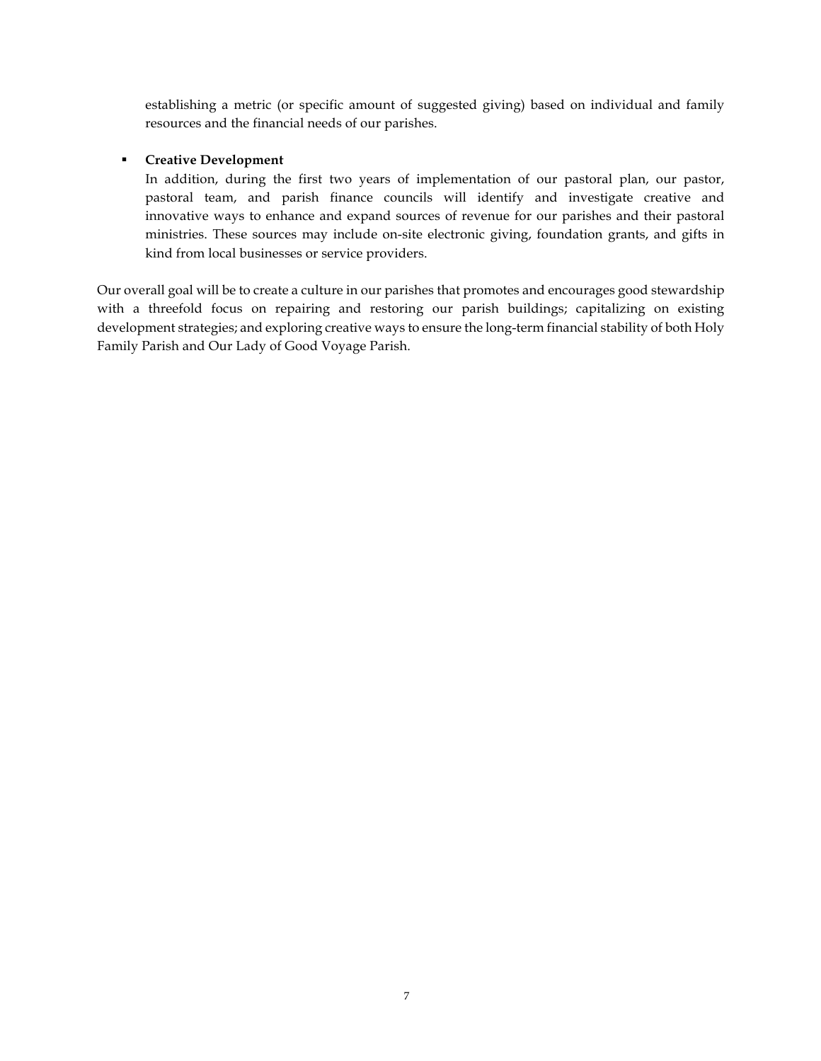establishing a metric (or specific amount of suggested giving) based on individual and family resources and the financial needs of our parishes.

- **Creative Development**
  In addition, during the first two years of implementation of our pastoral plan, our pastor, pastoral team, and parish finance councils will identify and investigate creative and innovative ways to enhance and expand sources of revenue for our parishes and their pastoral ministries. These sources may include on-site electronic giving, foundation grants, and gifts in kind from local businesses or service providers.

Our overall goal will be to create a culture in our parishes that promotes and encourages good stewardship with a threefold focus on repairing and restoring our parish buildings; capitalizing on existing development strategies; and exploring creative ways to ensure the long-term financial stability of both Holy Family Parish and Our Lady of Good Voyage Parish.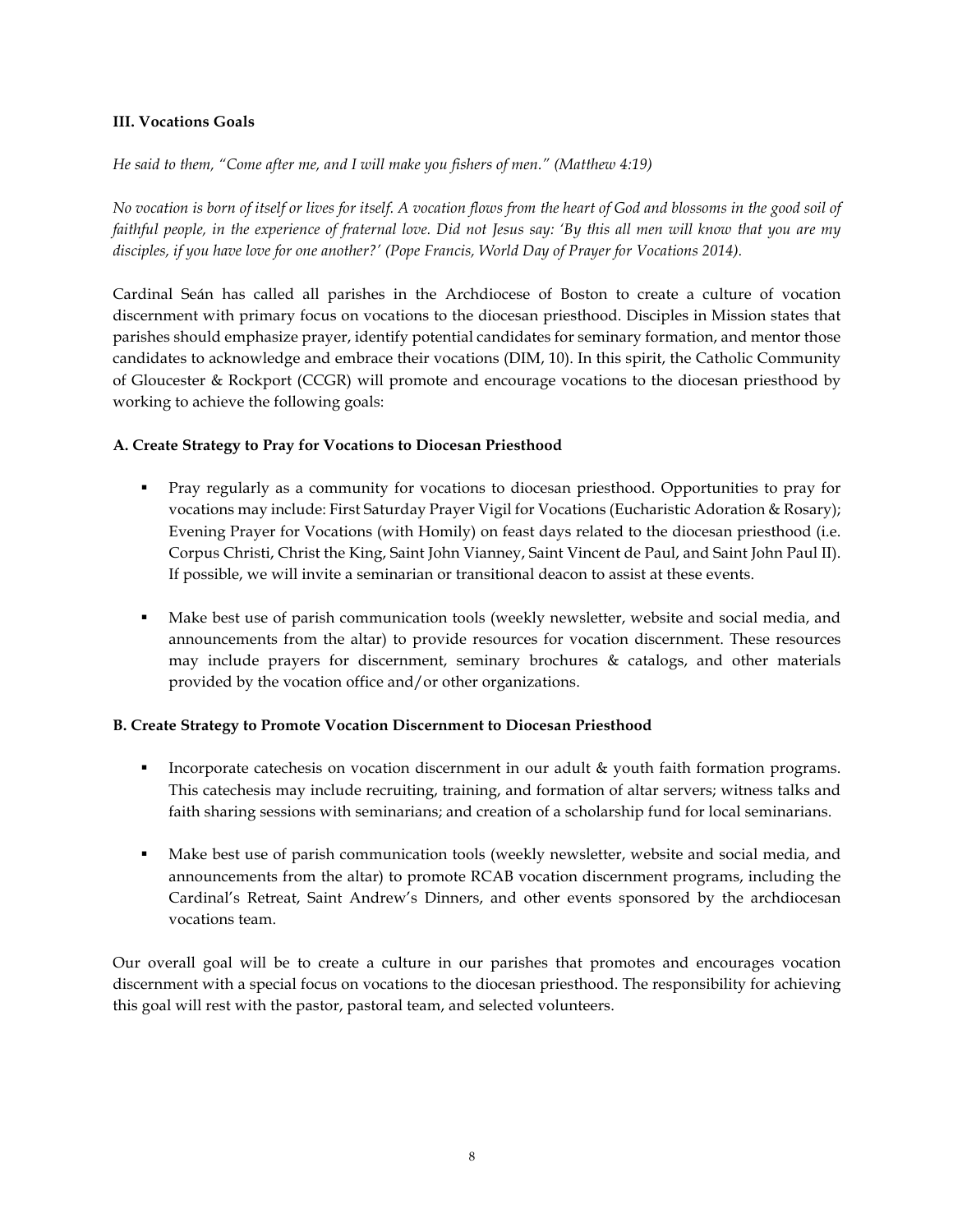### III. Vocations Goals

*He said to them, "Come after me, and I will make you fishers of men." (Matthew 4:19)*

*No vocation is born of itself or lives for itself. A vocation flows from the heart of God and blossoms in the good soil of faithful people, in the experience of fraternal love. Did not Jesus say: 'By this all men will know that you are my disciples, if you have love for one another?' (Pope Francis, World Day of Prayer for Vocations 2014).*

Cardinal Seán has called all parishes in the Archdiocese of Boston to create a culture of vocation discernment with primary focus on vocations to the diocesan priesthood. Disciples in Mission states that parishes should emphasize prayer, identify potential candidates for seminary formation, and mentor those candidates to acknowledge and embrace their vocations (DIM, 10). In this spirit, the Catholic Community of Gloucester & Rockport (CCGR) will promote and encourage vocations to the diocesan priesthood by working to achieve the following goals:

#### A. Create Strategy to Pray for Vocations to Diocesan Priesthood

- Pray regularly as a community for vocations to diocesan priesthood. Opportunities to pray for vocations may include: First Saturday Prayer Vigil for Vocations (Eucharistic Adoration & Rosary); Evening Prayer for Vocations (with Homily) on feast days related to the diocesan priesthood (i.e. Corpus Christi, Christ the King, Saint John Vianney, Saint Vincent de Paul, and Saint John Paul II). If possible, we will invite a seminarian or transitional deacon to assist at these events.

- Make best use of parish communication tools (weekly newsletter, website and social media, and announcements from the altar) to provide resources for vocation discernment. These resources may include prayers for discernment, seminary brochures & catalogs, and other materials provided by the vocation office and/or other organizations.

#### B. Create Strategy to Promote Vocation Discernment to Diocesan Priesthood

- Incorporate catechesis on vocation discernment in our adult & youth faith formation programs. This catechesis may include recruiting, training, and formation of altar servers; witness talks and faith sharing sessions with seminarians; and creation of a scholarship fund for local seminarians.

- Make best use of parish communication tools (weekly newsletter, website and social media, and announcements from the altar) to promote RCAB vocation discernment programs, including the Cardinal's Retreat, Saint Andrew's Dinners, and other events sponsored by the archdiocesan vocations team.

Our overall goal will be to create a culture in our parishes that promotes and encourages vocation discernment with a special focus on vocations to the diocesan priesthood. The responsibility for achieving this goal will rest with the pastor, pastoral team, and selected volunteers.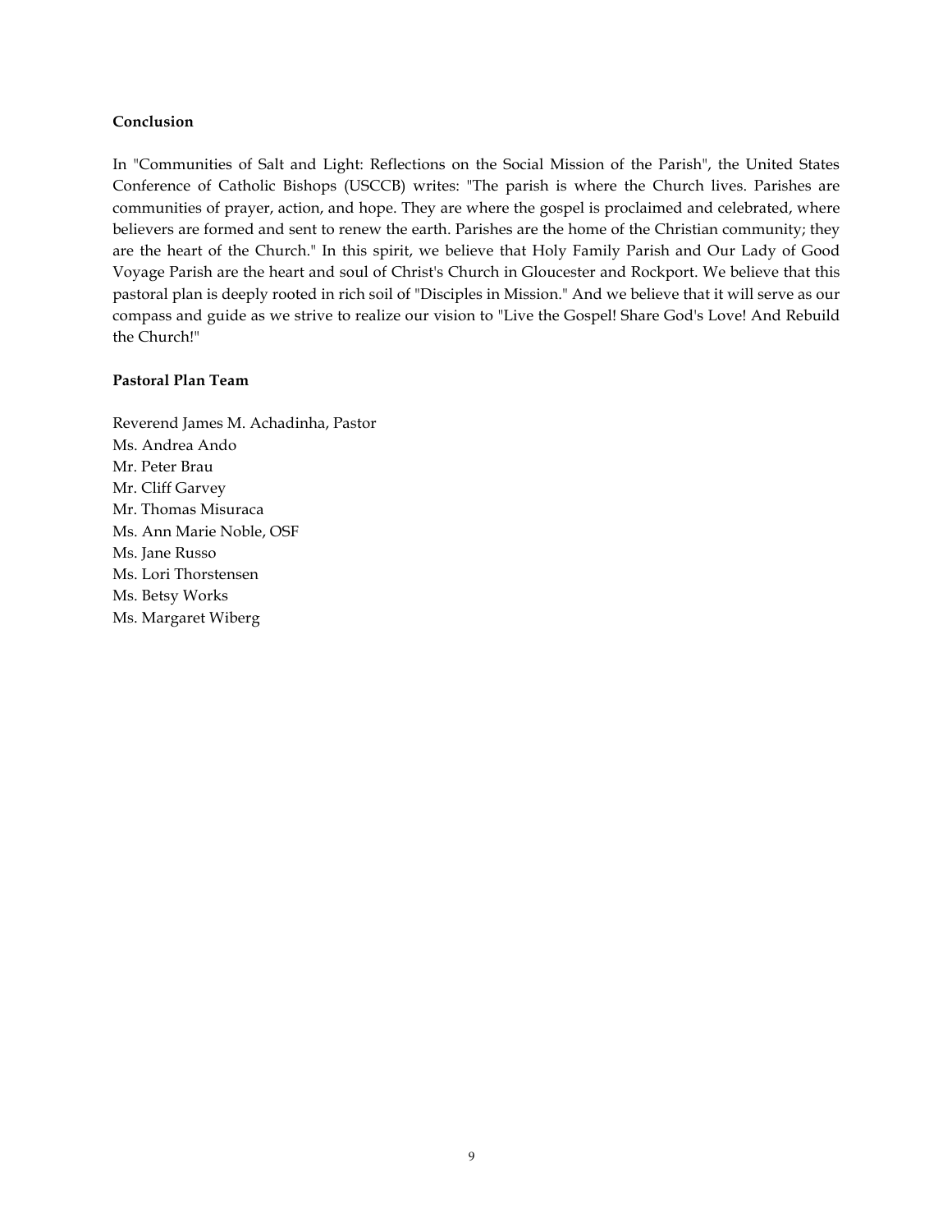**Conclusion**

In "Communities of Salt and Light: Reflections on the Social Mission of the Parish", the United States Conference of Catholic Bishops (USCCB) writes: "The parish is where the Church lives. Parishes are communities of prayer, action, and hope. They are where the gospel is proclaimed and celebrated, where believers are formed and sent to renew the earth. Parishes are the home of the Christian community; they are the heart of the Church." In this spirit, we believe that Holy Family Parish and Our Lady of Good Voyage Parish are the heart and soul of Christ's Church in Gloucester and Rockport. We believe that this pastoral plan is deeply rooted in rich soil of "Disciples in Mission." And we believe that it will serve as our compass and guide as we strive to realize our vision to "Live the Gospel! Share God's Love! And Rebuild the Church!"

**Pastoral Plan Team**

Reverend James M. Achadinha, Pastor
Ms. Andrea Ando
Mr. Peter Brau
Mr. Cliff Garvey
Mr. Thomas Misuraca
Ms. Ann Marie Noble, OSF
Ms. Jane Russo
Ms. Lori Thorstensen
Ms. Betsy Works
Ms. Margaret Wiberg